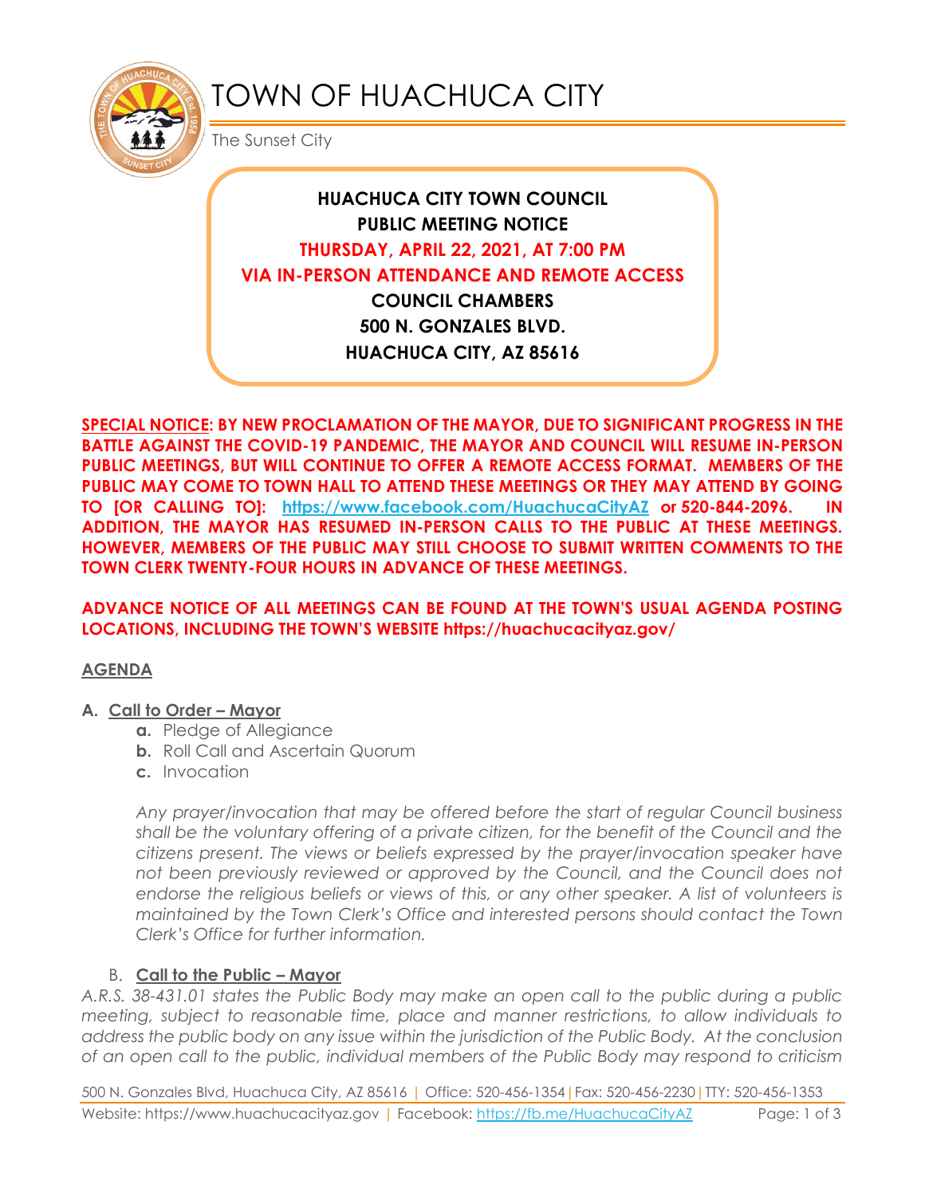# TOWN OF HUACHUCA CITY

The Sunset City

**HUACHUCA CITY TOWN COUNCIL**
**PUBLIC MEETING NOTICE**
**THURSDAY, APRIL 22, 2021, AT 7:00 PM**
**VIA IN-PERSON ATTENDANCE AND REMOTE ACCESS**
**COUNCIL CHAMBERS**
**500 N. GONZALES BLVD.**
**HUACHUCA CITY, AZ 85616**

**SPECIAL NOTICE: BY NEW PROCLAMATION OF THE MAYOR, DUE TO SIGNIFICANT PROGRESS IN THE BATTLE AGAINST THE COVID-19 PANDEMIC, THE MAYOR AND COUNCIL WILL RESUME IN-PERSON PUBLIC MEETINGS, BUT WILL CONTINUE TO OFFER A REMOTE ACCESS FORMAT. MEMBERS OF THE PUBLIC MAY COME TO TOWN HALL TO ATTEND THESE MEETINGS OR THEY MAY ATTEND BY GOING TO [OR CALLING TO]: https://www.facebook.com/HuachucaCityAZ or 520-844-2096. IN ADDITION, THE MAYOR HAS RESUMED IN-PERSON CALLS TO THE PUBLIC AT THESE MEETINGS. HOWEVER, MEMBERS OF THE PUBLIC MAY STILL CHOOSE TO SUBMIT WRITTEN COMMENTS TO THE TOWN CLERK TWENTY-FOUR HOURS IN ADVANCE OF THESE MEETINGS.**

**ADVANCE NOTICE OF ALL MEETINGS CAN BE FOUND AT THE TOWN'S USUAL AGENDA POSTING LOCATIONS, INCLUDING THE TOWN'S WEBSITE https://huachucacityaz.gov/**

## AGENDA

### A. Call to Order – Mayor

- **a.** Pledge of Allegiance
- **b.** Roll Call and Ascertain Quorum
- **c.** Invocation

*Any prayer/invocation that may be offered before the start of regular Council business shall be the voluntary offering of a private citizen, for the benefit of the Council and the citizens present. The views or beliefs expressed by the prayer/invocation speaker have not been previously reviewed or approved by the Council, and the Council does not endorse the religious beliefs or views of this, or any other speaker. A list of volunteers is maintained by the Town Clerk's Office and interested persons should contact the Town Clerk's Office for further information.*

### B. Call to the Public – Mayor

*A.R.S. 38-431.01 states the Public Body may make an open call to the public during a public meeting, subject to reasonable time, place and manner restrictions, to allow individuals to address the public body on any issue within the jurisdiction of the Public Body. At the conclusion of an open call to the public, individual members of the Public Body may respond to criticism*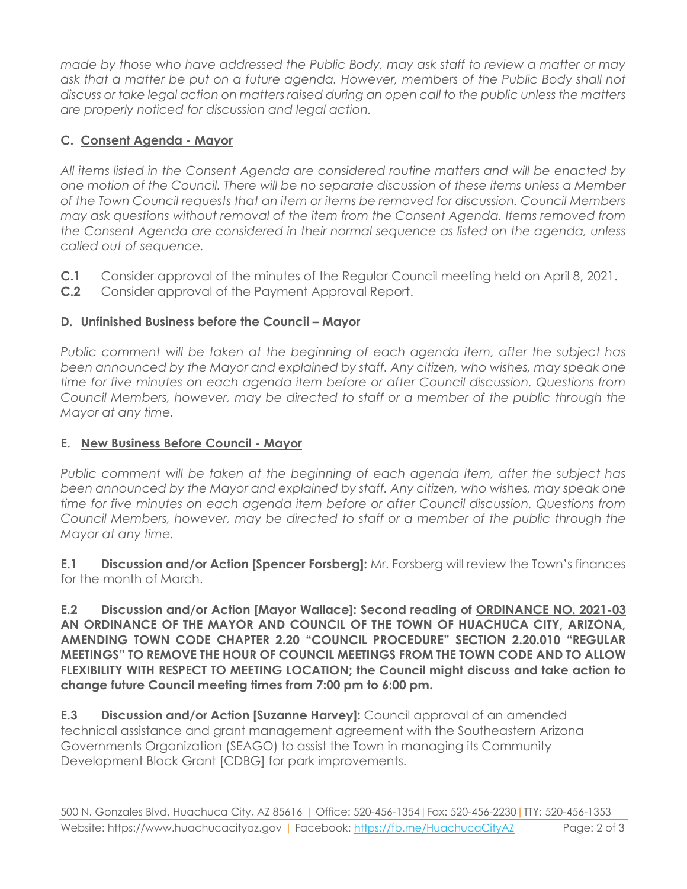*made by those who have addressed the Public Body, may ask staff to review a matter or may ask that a matter be put on a future agenda. However, members of the Public Body shall not discuss or take legal action on matters raised during an open call to the public unless the matters are properly noticed for discussion and legal action.*

### C. Consent Agenda - Mayor

*All items listed in the Consent Agenda are considered routine matters and will be enacted by one motion of the Council. There will be no separate discussion of these items unless a Member of the Town Council requests that an item or items be removed for discussion. Council Members may ask questions without removal of the item from the Consent Agenda. Items removed from the Consent Agenda are considered in their normal sequence as listed on the agenda, unless called out of sequence.*

**C.1** Consider approval of the minutes of the Regular Council meeting held on April 8, 2021.
**C.2** Consider approval of the Payment Approval Report.

### D. Unfinished Business before the Council – Mayor

*Public comment will be taken at the beginning of each agenda item, after the subject has been announced by the Mayor and explained by staff. Any citizen, who wishes, may speak one time for five minutes on each agenda item before or after Council discussion. Questions from Council Members, however, may be directed to staff or a member of the public through the Mayor at any time.*

### E. New Business Before Council - Mayor

*Public comment will be taken at the beginning of each agenda item, after the subject has been announced by the Mayor and explained by staff. Any citizen, who wishes, may speak one time for five minutes on each agenda item before or after Council discussion. Questions from Council Members, however, may be directed to staff or a member of the public through the Mayor at any time.*

**E.1 Discussion and/or Action [Spencer Forsberg]:** Mr. Forsberg will review the Town's finances for the month of March.

**E.2 Discussion and/or Action [Mayor Wallace]: Second reading of ORDINANCE NO. 2021-03 AN ORDINANCE OF THE MAYOR AND COUNCIL OF THE TOWN OF HUACHUCA CITY, ARIZONA, AMENDING TOWN CODE CHAPTER 2.20 "COUNCIL PROCEDURE" SECTION 2.20.010 "REGULAR MEETINGS" TO REMOVE THE HOUR OF COUNCIL MEETINGS FROM THE TOWN CODE AND TO ALLOW FLEXIBILITY WITH RESPECT TO MEETING LOCATION; the Council might discuss and take action to change future Council meeting times from 7:00 pm to 6:00 pm.**

**E.3 Discussion and/or Action [Suzanne Harvey]:** Council approval of an amended technical assistance and grant management agreement with the Southeastern Arizona Governments Organization (SEAGO) to assist the Town in managing its Community Development Block Grant [CDBG] for park improvements.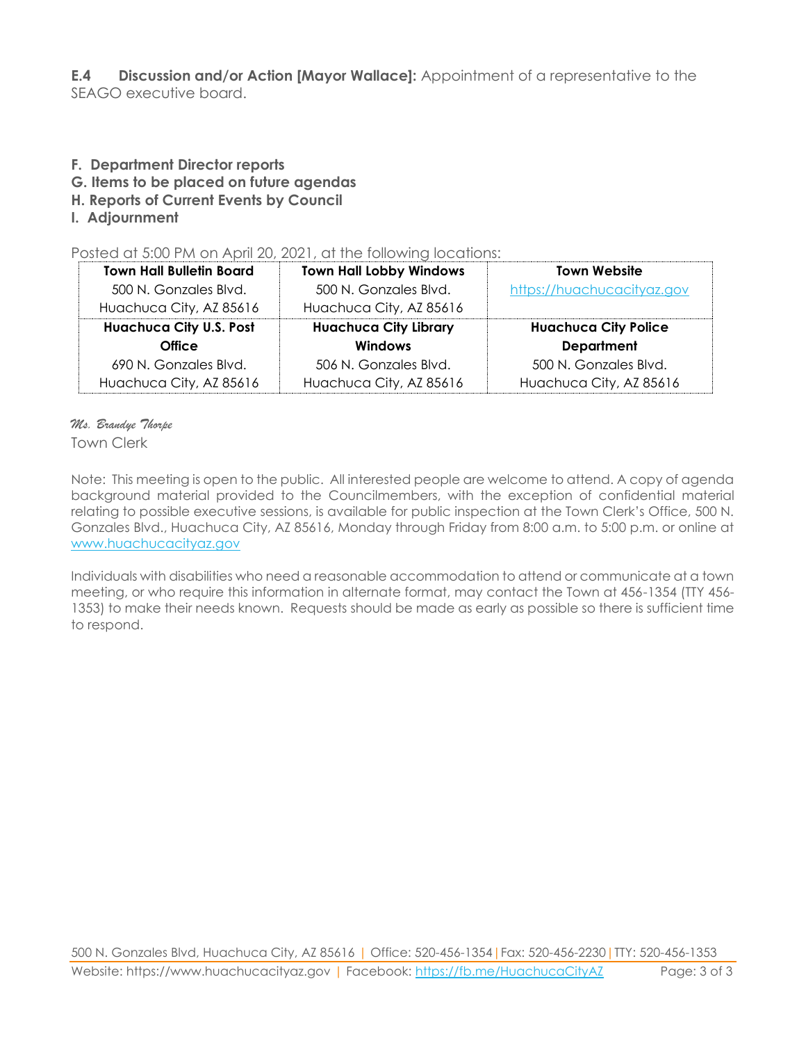**E.4 Discussion and/or Action [Mayor Wallace]:** Appointment of a representative to the SEAGO executive board.

**F. Department Director reports**

**G. Items to be placed on future agendas**

**H. Reports of Current Events by Council**

**I. Adjournment**

Posted at 5:00 PM on April 20, 2021, at the following locations:

| | | |
|---|---|---|
| **Town Hall Bulletin Board**<br>500 N. Gonzales Blvd.<br>Huachuca City, AZ 85616 | **Town Hall Lobby Windows**<br>500 N. Gonzales Blvd.<br>Huachuca City, AZ 85616 | **Town Website**<br>https://huachucacityaz.gov |
| **Huachuca City U.S. Post Office**<br>690 N. Gonzales Blvd.<br>Huachuca City, AZ 85616 | **Huachuca City Library Windows**<br>506 N. Gonzales Blvd.<br>Huachuca City, AZ 85616 | **Huachuca City Police Department**<br>500 N. Gonzales Blvd.<br>Huachuca City, AZ 85616 |

*Ms. Brandye Thorpe*
Town Clerk

Note: This meeting is open to the public. All interested people are welcome to attend. A copy of agenda background material provided to the Councilmembers, with the exception of confidential material relating to possible executive sessions, is available for public inspection at the Town Clerk's Office, 500 N. Gonzales Blvd., Huachuca City, AZ 85616, Monday through Friday from 8:00 a.m. to 5:00 p.m. or online at www.huachucacityaz.gov

Individuals with disabilities who need a reasonable accommodation to attend or communicate at a town meeting, or who require this information in alternate format, may contact the Town at 456-1354 (TTY 456-1353) to make their needs known. Requests should be made as early as possible so there is sufficient time to respond.